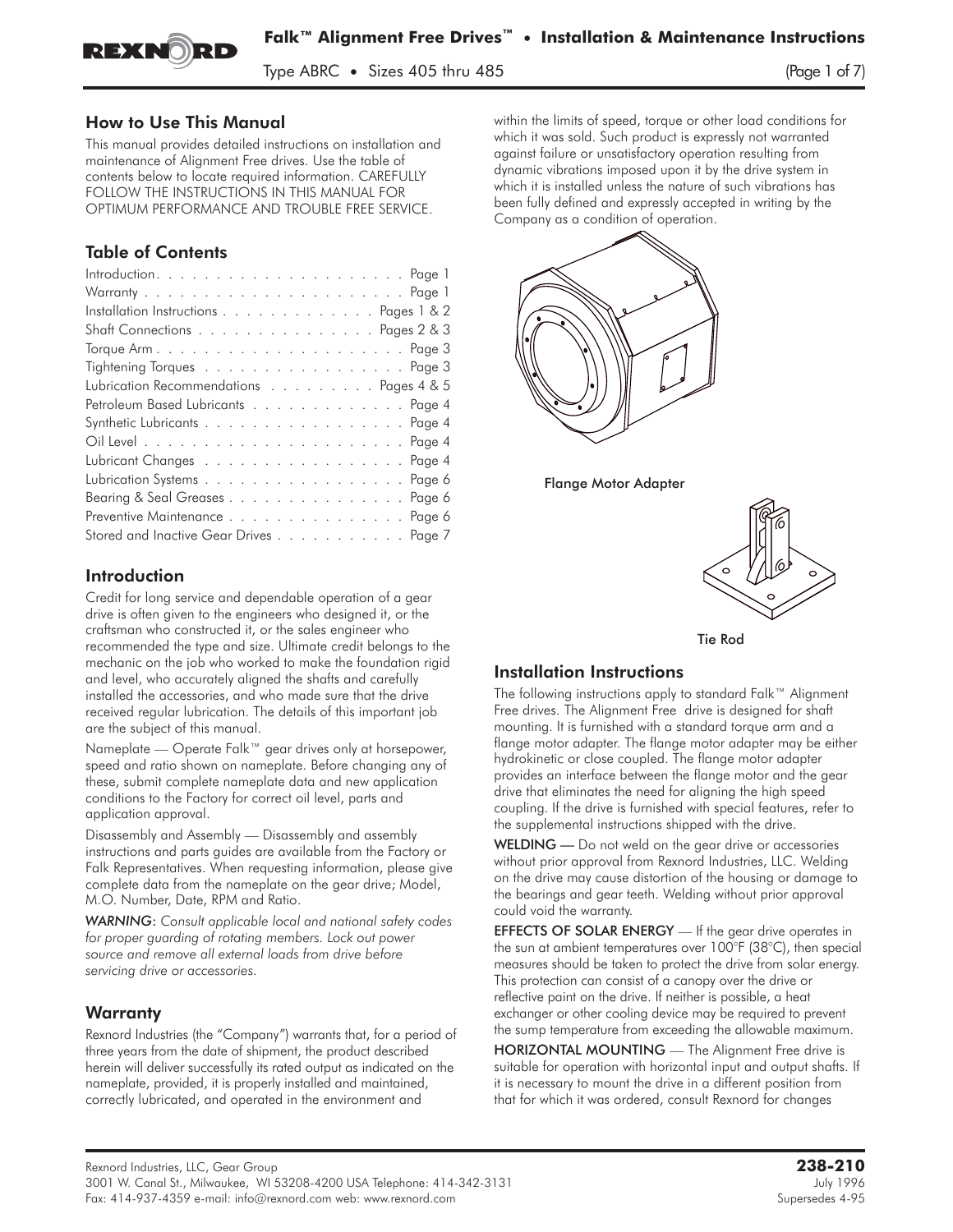# Falk™ Alignment Free Drives™ • Installation & Maintenance Instructions

Type ABRC • Sizes 405 thru 485

## How to Use This Manual

This manual provides detailed instructions on installation and maintenance of Alignment Free drives. Use the table of contents below to locate required information. CAREFULLY FOLLOW THE INSTRUCTIONS IN THIS MANUAL FOR OPTIMUM PERFORMANCE AND TROUBLE FREE SERVICE.

## Table of Contents

| | |
|---|---|
| Introduction | Page 1 |
| Warranty | Page 1 |
| Installation Instructions | Pages 1 & 2 |
| Shaft Connections | Pages 2 & 3 |
| Torque Arm | Page 3 |
| Tightening Torques | Page 3 |
| Lubrication Recommendations | Pages 4 & 5 |
| Petroleum Based Lubricants | Page 4 |
| Synthetic Lubricants | Page 4 |
| Oil Level | Page 4 |
| Lubricant Changes | Page 4 |
| Lubrication Systems | Page 6 |
| Bearing & Seal Greases | Page 6 |
| Preventive Maintenance | Page 6 |
| Stored and Inactive Gear Drives | Page 7 |

## Introduction

Credit for long service and dependable operation of a gear drive is often given to the engineers who designed it, or the craftsman who constructed it, or the sales engineer who recommended the type and size. Ultimate credit belongs to the mechanic on the job who worked to make the foundation rigid and level, who accurately aligned the shafts and carefully installed the accessories, and who made sure that the drive received regular lubrication. The details of this important job are the subject of this manual.

Nameplate — Operate Falk™ gear drives only at horsepower, speed and ratio shown on nameplate. Before changing any of these, submit complete nameplate data and new application conditions to the Factory for correct oil level, parts and application approval.

Disassembly and Assembly — Disassembly and assembly instructions and parts guides are available from the Factory or Falk Representatives. When requesting information, please give complete data from the nameplate on the gear drive; Model, M.O. Number, Date, RPM and Ratio.

*WARNING: Consult applicable local and national safety codes for proper guarding of rotating members. Lock out power source and remove all external loads from drive before servicing drive or accessories.*

## Warranty

Rexnord Industries (the "Company") warrants that, for a period of three years from the date of shipment, the product described herein will deliver successfully its rated output as indicated on the nameplate, provided, it is properly installed and maintained, correctly lubricated, and operated in the environment and within the limits of speed, torque or other load conditions for which it was sold. Such product is expressly not warranted against failure or unsatisfactory operation resulting from dynamic vibrations imposed upon it by the drive system in which it is installed unless the nature of such vibrations has been fully defined and expressly accepted in writing by the Company as a condition of operation.

Flange Motor Adapter

Tie Rod

## Installation Instructions

The following instructions apply to standard Falk™ Alignment Free drives. The Alignment Free drive is designed for shaft mounting. It is furnished with a standard torque arm and a flange motor adapter. The flange motor adapter may be either hydrokinetic or close coupled. The flange motor adapter provides an interface between the flange motor and the gear drive that eliminates the need for aligning the high speed coupling. If the drive is furnished with special features, refer to the supplemental instructions shipped with the drive.

**WELDING** — Do not weld on the gear drive or accessories without prior approval from Rexnord Industries, LLC. Welding on the drive may cause distortion of the housing or damage to the bearings and gear teeth. Welding without prior approval could void the warranty.

**EFFECTS OF SOLAR ENERGY** — If the gear drive operates in the sun at ambient temperatures over 100°F (38°C), then special measures should be taken to protect the drive from solar energy. This protection can consist of a canopy over the drive or reflective paint on the drive. If neither is possible, a heat exchanger or other cooling device may be required to prevent the sump temperature from exceeding the allowable maximum.

**HORIZONTAL MOUNTING** — The Alignment Free drive is suitable for operation with horizontal input and output shafts. If it is necessary to mount the drive in a different position from that for which it was ordered, consult Rexnord for changes

Rexnord Industries, LLC, Gear Group
3001 W. Canal St., Milwaukee, WI 53208-4200 USA Telephone: 414-342-3131
Fax: 414-937-4359 e-mail: info@rexnord.com web: www.rexnord.com

**238-210**
July 1996
Supersedes 4-95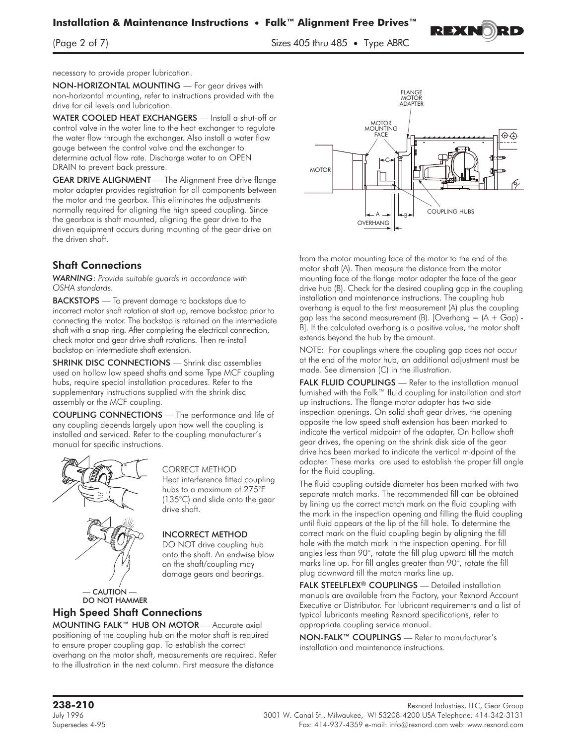necessary to provide proper lubrication.

**NON-HORIZONTAL MOUNTING** — For gear drives with non-horizontal mounting, refer to instructions provided with the drive for oil levels and lubrication.

**WATER COOLED HEAT EXCHANGERS** — Install a shut-off or control valve in the water line to the heat exchanger to regulate the water flow through the exchanger. Also install a water flow gauge between the control valve and the exchanger to determine actual flow rate. Discharge water to an OPEN DRAIN to prevent back pressure.

**GEAR DRIVE ALIGNMENT** — The Alignment Free drive flange motor adapter provides registration for all components between the motor and the gearbox. This eliminates the adjustments normally required for aligning the high speed coupling. Since the gearbox is shaft mounted, aligning the gear drive to the driven equipment occurs during mounting of the gear drive on the driven shaft.

## Shaft Connections

*WARNING: Provide suitable guards in accordance with OSHA standards.*

**BACKSTOPS** — To prevent damage to backstops due to incorrect motor shaft rotation at start up, remove backstop prior to connecting the motor. The backstop is retained on the intermediate shaft with a snap ring. After completing the electrical connection, check motor and gear drive shaft rotations. Then re-install backstop on intermediate shaft extension.

**SHRINK DISC CONNECTIONS** — Shrink disc assemblies used on hollow low speed shafts and some Type MCF coupling hubs, require special installation procedures. Refer to the supplementary instructions supplied with the shrink disc assembly or the MCF coupling.

**COUPLING CONNECTIONS** — The performance and life of any coupling depends largely upon how well the coupling is installed and serviced. Refer to the coupling manufacturer's manual for specific instructions.

CORRECT METHOD
Heat interference fitted coupling hubs to a maximum of 275°F (135°C) and slide onto the gear drive shaft.

**INCORRECT METHOD**
DO NOT drive coupling hub onto the shaft. An endwise blow on the shaft/coupling may damage gears and bearings.

**— CAUTION — DO NOT HAMMER**

## High Speed Shaft Connections

**MOUNTING FALK™ HUB ON MOTOR** — Accurate axial positioning of the coupling hub on the motor shaft is required to ensure proper coupling gap. To establish the correct overhang on the motor shaft, measurements are required. Refer to the illustration in the next column. First measure the distance from the motor mounting face of the motor to the end of the motor shaft (A). Then measure the distance from the motor mounting face of the flange motor adapter the face of the gear drive hub (B). Check for the desired coupling gap in the coupling installation and maintenance instructions. The coupling hub overhang is equal to the first measurement (A) plus the coupling gap less the second measurement (B). [Overhang = (A + Gap) - B]. If the calculated overhang is a positive value, the motor shaft extends beyond the hub by the amount.

NOTE: For couplings where the coupling gap does not occur at the end of the motor hub, an additional adjustment must be made. See dimension (C) in the illustration.

**FALK FLUID COUPLINGS** — Refer to the installation manual furnished with the Falk™ fluid coupling for installation and start up instructions. The flange motor adapter has two side inspection openings. On solid shaft gear drives, the opening opposite the low speed shaft extension has been marked to indicate the vertical midpoint of the adapter. On hollow shaft gear drives, the opening on the shrink disk side of the gear drive has been marked to indicate the vertical midpoint of the adapter. These marks are used to establish the proper fill angle for the fluid coupling.

The fluid coupling outside diameter has been marked with two separate match marks. The recommended fill can be obtained by lining up the correct match mark on the fluid coupling with the mark in the inspection opening and filling the fluid coupling until fluid appears at the lip of the fill hole. To determine the correct mark on the fluid coupling begin by aligning the fill hole with the match mark in the inspection opening. For fill angles less than 90°, rotate the fill plug upward till the match marks line up. For fill angles greater than 90°, rotate the fill plug downward till the match marks line up.

**FALK STEELFLEX® COUPLINGS** — Detailed installation manuals are available from the Factory, your Rexnord Account Executive or Distributor. For lubricant requirements and a list of typical lubricants meeting Rexnord specifications, refer to appropriate coupling service manual.

**NON-FALK™ COUPLINGS** — Refer to manufacturer's installation and maintenance instructions.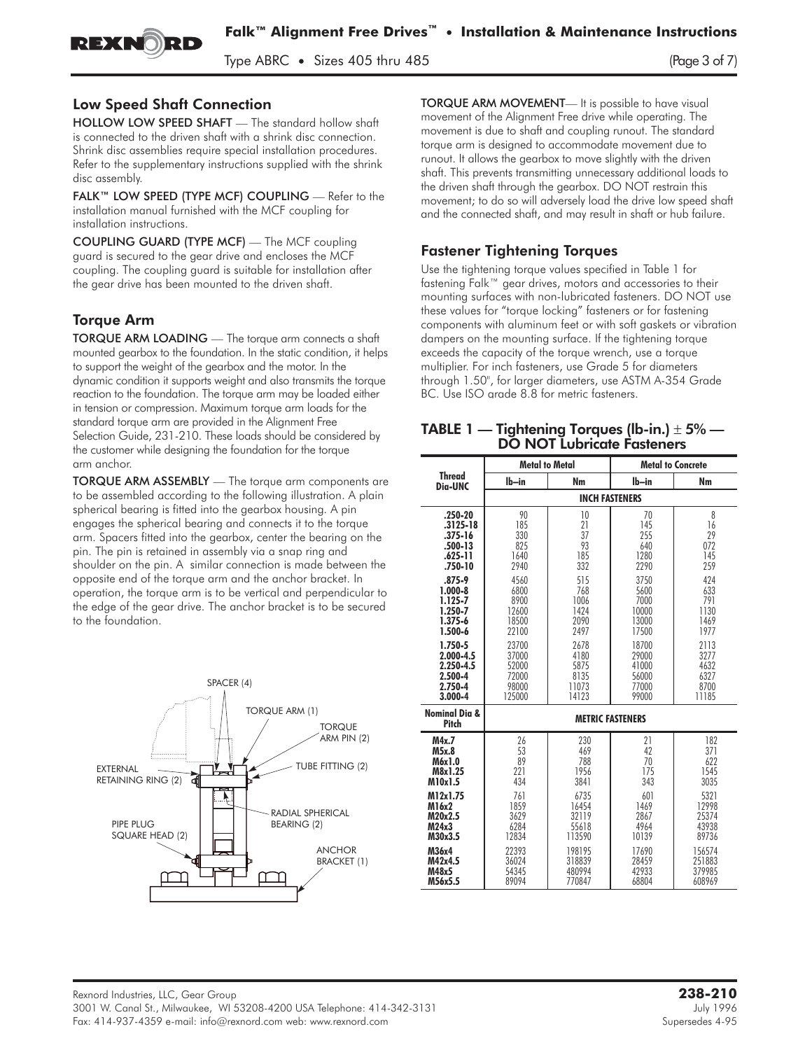## Low Speed Shaft Connection

**HOLLOW LOW SPEED SHAFT** — The standard hollow shaft is connected to the driven shaft with a shrink disc connection. Shrink disc assemblies require special installation procedures. Refer to the supplementary instructions supplied with the shrink disc assembly.

**FALK™ LOW SPEED (TYPE MCF) COUPLING** — Refer to the installation manual furnished with the MCF coupling for installation instructions.

**COUPLING GUARD (TYPE MCF)** — The MCF coupling guard is secured to the gear drive and encloses the MCF coupling. The coupling guard is suitable for installation after the gear drive has been mounted to the driven shaft.

## Torque Arm

**TORQUE ARM LOADING** — The torque arm connects a shaft mounted gearbox to the foundation. In the static condition, it helps to support the weight of the gearbox and the motor. In the dynamic condition it supports weight and also transmits the torque reaction to the foundation. The torque arm may be loaded either in tension or compression. Maximum torque arm loads for the standard torque arm are provided in the Alignment Free Selection Guide, 231-210. These loads should be considered by the customer while designing the foundation for the torque arm anchor.

**TORQUE ARM ASSEMBLY** — The torque arm components are to be assembled according to the following illustration. A plain spherical bearing is fitted into the gearbox housing. A pin engages the spherical bearing and connects it to the torque arm. Spacers fitted into the gearbox, center the bearing on the pin. The pin is retained in assembly via a snap ring and shoulder on the pin. A similar connection is made between the opposite end of the torque arm and the anchor bracket. In operation, the torque arm is to be vertical and perpendicular to the edge of the gear drive. The anchor bracket is to be secured to the foundation.

SPACER (4)
TORQUE ARM (1)
TORQUE ARM PIN (2)
TUBE FITTING (2)
EXTERNAL RETAINING RING (2)
RADIAL SPHERICAL BEARING (2)
PIPE PLUG SQUARE HEAD (2)
ANCHOR BRACKET (1)

**TORQUE ARM MOVEMENT**— It is possible to have visual movement of the Alignment Free drive while operating. The movement is due to shaft and coupling runout. The standard torque arm is designed to accommodate movement due to runout. It allows the gearbox to move slightly with the driven shaft. This prevents transmitting unnecessary additional loads to the driven shaft through the gearbox. DO NOT restrain this movement; to do so will adversely load the drive low speed shaft and the connected shaft, and may result in shaft or hub failure.

## Fastener Tightening Torques

Use the tightening torque values specified in Table 1 for fastening Falk™ gear drives, motors and accessories to their mounting surfaces with non-lubricated fasteners. DO NOT use these values for "torque locking" fasteners or for fastening components with aluminum feet or with soft gaskets or vibration dampers on the mounting surface. If the tightening torque exceeds the capacity of the torque wrench, use a torque multiplier. For inch fasteners, use Grade 5 for diameters through 1.50", for larger diameters, use ASTM A-354 Grade BC. Use ISO grade 8.8 for metric fasteners.

### TABLE 1 — Tightening Torques (lb-in.) ± 5% — DO NOT Lubricate Fasteners

| Thread Dia-UNC | Metal to Metal | | Metal to Concrete | |
|---|---|---|---|---|
| | lb–in | Nm | lb–in | Nm |
| **INCH FASTENERS** | | | | |
| .250-20 | 90 | 10 | 70 | 8 |
| .3125-18 | 185 | 21 | 145 | 16 |
| .375-16 | 330 | 37 | 255 | 29 |
| .500-13 | 825 | 93 | 640 | 072 |
| .625-11 | 1640 | 185 | 1280 | 145 |
| .750-10 | 2940 | 332 | 2290 | 259 |
| .875-9 | 4560 | 515 | 3750 | 424 |
| 1.000-8 | 6800 | 768 | 5600 | 633 |
| 1.125-7 | 8900 | 1006 | 7000 | 791 |
| 1.250-7 | 12600 | 1424 | 10000 | 1130 |
| 1.375-6 | 18500 | 2090 | 13000 | 1469 |
| 1.500-6 | 22100 | 2497 | 17500 | 1977 |
| 1.750-5 | 23700 | 2678 | 18700 | 2113 |
| 2.000-4.5 | 37000 | 4180 | 29000 | 3277 |
| 2.250-4.5 | 52000 | 5875 | 41000 | 4632 |
| 2.500-4 | 72000 | 8135 | 56000 | 6327 |
| 2.750-4 | 98000 | 11073 | 77000 | 8700 |
| 3.000-4 | 125000 | 14123 | 99000 | 11185 |
| **Nominal Dia & Pitch** | **METRIC FASTENERS** | | | |
| M4x.7 | 26 | 230 | 21 | 182 |
| M5x.8 | 53 | 469 | 42 | 371 |
| M6x1.0 | 89 | 788 | 70 | 622 |
| M8x1.25 | 221 | 1956 | 175 | 1545 |
| M10x1.5 | 434 | 3841 | 343 | 3035 |
| M12x1.75 | 761 | 6735 | 601 | 5321 |
| M16x2 | 1859 | 16454 | 1469 | 12998 |
| M20x2.5 | 3629 | 32119 | 2867 | 25374 |
| M24x3 | 6284 | 55618 | 4964 | 43938 |
| M30x3.5 | 12834 | 113590 | 10139 | 89736 |
| M36x4 | 22393 | 198195 | 17690 | 156574 |
| M42x4.5 | 36024 | 318839 | 28459 | 251883 |
| M48x5 | 54345 | 480994 | 42933 | 379985 |
| M56x5.5 | 89094 | 770847 | 68804 | 608969 |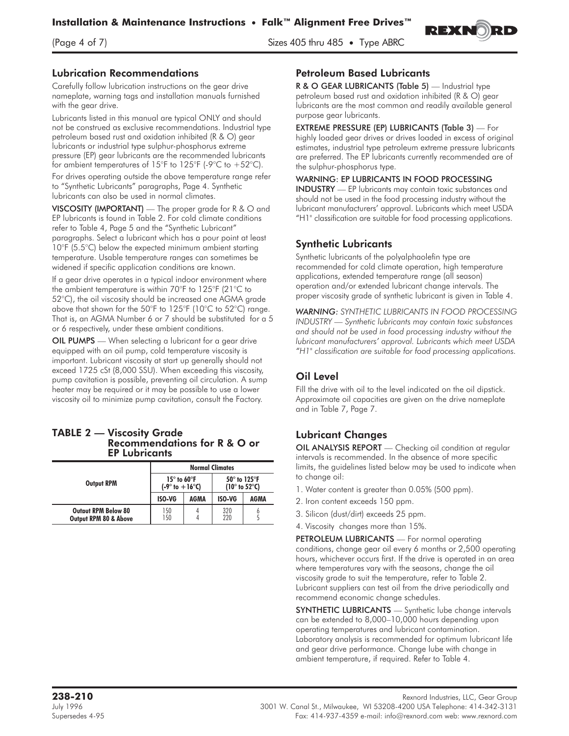## Lubrication Recommendations

Carefully follow lubrication instructions on the gear drive nameplate, warning tags and installation manuals furnished with the gear drive.

Lubricants listed in this manual are typical ONLY and should not be construed as exclusive recommendations. Industrial type petroleum based rust and oxidation inhibited (R & O) gear lubricants or industrial type sulphur-phosphorus extreme pressure (EP) gear lubricants are the recommended lubricants for ambient temperatures of 15°F to 125°F (-9°C to +52°C).

For drives operating outside the above temperature range refer to "Synthetic Lubricants" paragraphs, Page 4. Synthetic lubricants can also be used in normal climates.

**VISCOSITY (IMPORTANT)** — The proper grade for R & O and EP lubricants is found in Table 2. For cold climate conditions refer to Table 4, Page 5 and the "Synthetic Lubricant" paragraphs. Select a lubricant which has a pour point at least 10°F (5.5°C) below the expected minimum ambient starting temperature. Usable temperature ranges can sometimes be widened if specific application conditions are known.

If a gear drive operates in a typical indoor environment where the ambient temperature is within 70°F to 125°F (21°C to 52°C), the oil viscosity should be increased one AGMA grade above that shown for the 50°F to 125°F (10°C to 52°C) range. That is, an AGMA Number 6 or 7 should be substituted for a 5 or 6 respectively, under these ambient conditions.

**OIL PUMPS** — When selecting a lubricant for a gear drive equipped with an oil pump, cold temperature viscosity is important. Lubricant viscosity at start up generally should not exceed 1725 cSt (8,000 SSU). When exceeding this viscosity, pump cavitation is possible, preventing oil circulation. A sump heater may be required or it may be possible to use a lower viscosity oil to minimize pump cavitation, consult the Factory.

### TABLE 2 — Viscosity Grade Recommendations for R & O or EP Lubricants

| Output RPM | Normal Climates | | | |
|---|---|---|---|---|
| | 15° to 60°F (-9° to +16°C) | | 50° to 125°F (10° to 52°C) | |
| | ISO-VG | AGMA | ISO-VG | AGMA |
| Output RPM Below 80 | 150 | 4 | 320 | 6 |
| Output RPM 80 & Above | 150 | 4 | 220 | 5 |

## Petroleum Based Lubricants

**R & O GEAR LUBRICANTS (Table 5)** — Industrial type petroleum based rust and oxidation inhibited (R & O) gear lubricants are the most common and readily available general purpose gear lubricants.

**EXTREME PRESSURE (EP) LUBRICANTS (Table 3)** — For highly loaded gear drives or drives loaded in excess of original estimates, industrial type petroleum extreme pressure lubricants are preferred. The EP lubricants currently recommended are of the sulphur-phosphorus type.

**WARNING: EP LUBRICANTS IN FOOD PROCESSING INDUSTRY** — EP lubricants may contain toxic substances and should not be used in the food processing industry without the lubricant manufacturers' approval. Lubricants which meet USDA "H1" classification are suitable for food processing applications.

## Synthetic Lubricants

Synthetic lubricants of the polyalphaolefin type are recommended for cold climate operation, high temperature applications, extended temperature range (all season) operation and/or extended lubricant change intervals. The proper viscosity grade of synthetic lubricant is given in Table 4.

*WARNING: SYNTHETIC LUBRICANTS IN FOOD PROCESSING INDUSTRY — Synthetic lubricants may contain toxic substances and should not be used in food processing industry without the lubricant manufacturers' approval. Lubricants which meet USDA "H1" classification are suitable for food processing applications.*

## Oil Level

Fill the drive with oil to the level indicated on the oil dipstick. Approximate oil capacities are given on the drive nameplate and in Table 7, Page 7.

## Lubricant Changes

**OIL ANALYSIS REPORT** — Checking oil condition at regular intervals is recommended. In the absence of more specific limits, the guidelines listed below may be used to indicate when to change oil:

1. Water content is greater than 0.05% (500 ppm).
2. Iron content exceeds 150 ppm.
3. Silicon (dust/dirt) exceeds 25 ppm.
4. Viscosity changes more than 15%.

**PETROLEUM LUBRICANTS** — For normal operating conditions, change gear oil every 6 months or 2,500 operating hours, whichever occurs first. If the drive is operated in an area where temperatures vary with the seasons, change the oil viscosity grade to suit the temperature, refer to Table 2. Lubricant suppliers can test oil from the drive periodically and recommend economic change schedules.

**SYNTHETIC LUBRICANTS** — Synthetic lube change intervals can be extended to 8,000–10,000 hours depending upon operating temperatures and lubricant contamination. Laboratory analysis is recommended for optimum lubricant life and gear drive performance. Change lube with change in ambient temperature, if required. Refer to Table 4.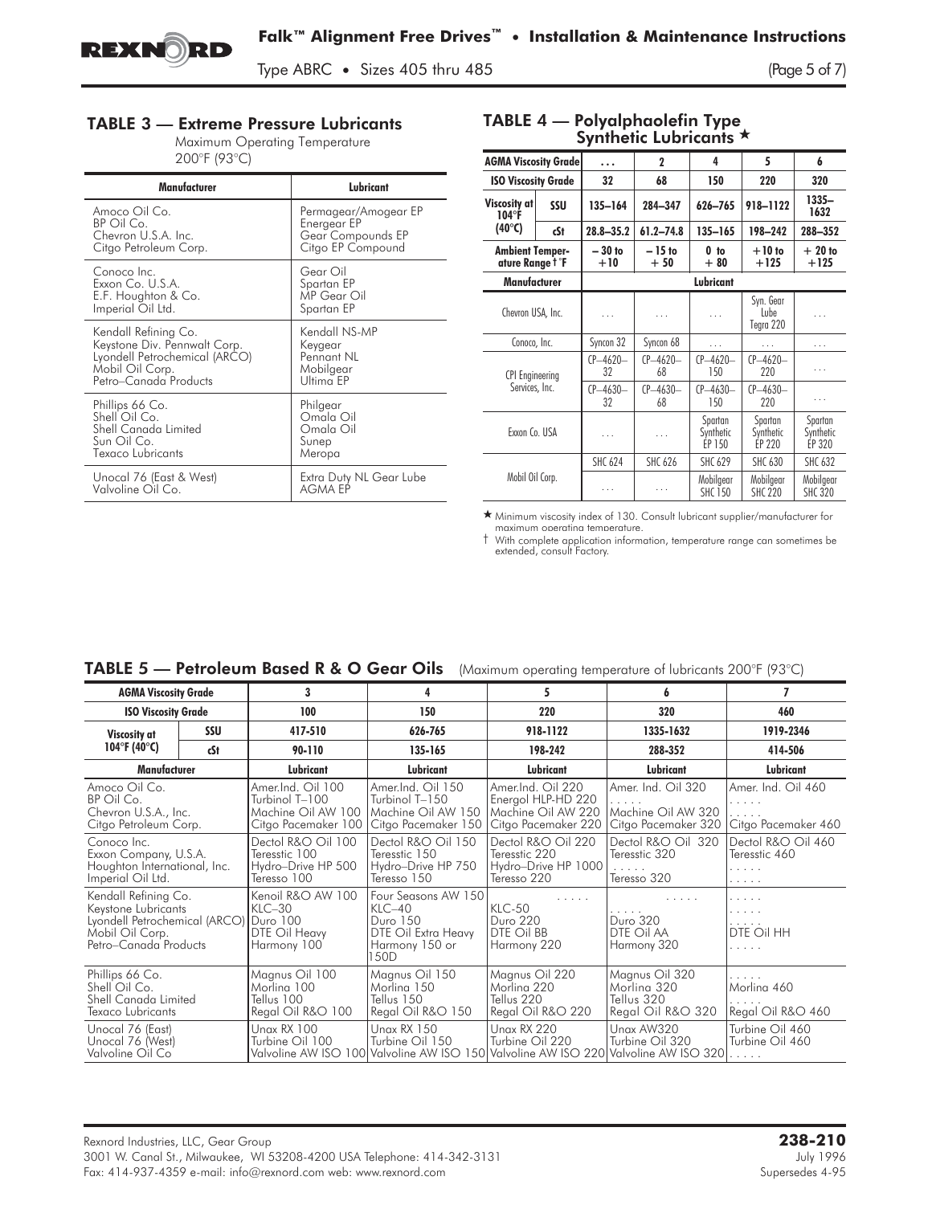## TABLE 3 — Extreme Pressure Lubricants

Maximum Operating Temperature
200°F (93°C)

| Manufacturer | Lubricant |
|---|---|
| Amoco Oil Co.<br>BP Oil Co.<br>Chevron U.S.A. Inc.<br>Citgo Petroleum Corp. | Permagear/Amogear EP<br>Energear EP<br>Gear Compounds EP<br>Citgo EP Compound |
| Conoco Inc.<br>Exxon Co. U.S.A.<br>E.F. Houghton & Co.<br>Imperial Oil Ltd. | Gear Oil<br>Spartan EP<br>MP Gear Oil<br>Spartan EP |
| Kendall Refining Co.<br>Keystone Div. Pennwalt Corp.<br>Lyondell Petrochemical (ARCO)<br>Mobil Oil Corp.<br>Petro–Canada Products | Kendall NS-MP<br>Keygear<br>Pennant NL<br>Mobilgear<br>Ultima EP |
| Phillips 66 Co.<br>Shell Oil Co.<br>Shell Canada Limited<br>Sun Oil Co.<br>Texaco Lubricants | Philgear<br>Omala Oil<br>Omala Oil<br>Sunep<br>Meropa |
| Unocal 76 (East & West)<br>Valvoline Oil Co. | Extra Duty NL Gear Lube<br>AGMA EP |

## TABLE 4 — Polyalphaolefin Type Synthetic Lubricants ★

| AGMA Viscosity Grade | | . . . | 2 | 4 | 5 | 6 |
|---|---|---|---|---|---|---|
| ISO Viscosity Grade | | 32 | 68 | 150 | 220 | 320 |
| Viscosity at 104°F (40°C) | SSU | 135–164 | 284–347 | 626–765 | 918–1122 | 1335–1632 |
| | cSt | 28.8–35.2 | 61.2–74.8 | 135–165 | 198–242 | 288–352 |
| Ambient Temperature Range † °F | | – 30 to +10 | – 15 to + 50 | 0 to + 80 | +10 to +125 | + 20 to +125 |
| Manufacturer | | Lubricant | | | | |
| Chevron USA, Inc. | | . . . | . . . | . . . | Syn. Gear Lube Tegra 220 | . . . |
| Conoco, Inc. | | Syncon 32 | Syncon 68 | . . . | . . . | . . . |
| CPI Engineering Services, Inc. | | CP–4620–32 | CP–4620–68 | CP–4620–150 | CP–4620–220 | . . . |
| | | CP–4630–32 | CP–4630–68 | CP–4630–150 | CP–4630–220 | . . . |
| Exxon Co. USA | | . . . | . . . | Spartan Synthetic EP 150 | Spartan Synthetic EP 220 | Spartan Synthetic EP 320 |
| Mobil Oil Corp. | | SHC 624 | SHC 626 | SHC 629 | SHC 630 | SHC 632 |
| | | . . . | . . . | Mobilgear SHC 150 | Mobilgear SHC 220 | Mobilgear SHC 320 |

★ Minimum viscosity index of 130. Consult lubricant supplier/manufacturer for maximum operating temperature.

† With complete application information, temperature range can sometimes be extended, consult Factory.

## TABLE 5 — Petroleum Based R & O Gear Oils (Maximum operating temperature of lubricants 200°F (93°C)

| AGMA Viscosity Grade | | 3 | 4 | 5 | 6 | 7 |
|---|---|---|---|---|---|---|
| ISO Viscosity Grade | | 100 | 150 | 220 | 320 | 460 |
| Viscosity at 104°F (40°C) | SSU | 417-510 | 626-765 | 918-1122 | 1335-1632 | 1919-2346 |
| | cSt | 90-110 | 135-165 | 198-242 | 288-352 | 414-506 |
| Manufacturer | | Lubricant | Lubricant | Lubricant | Lubricant | Lubricant |
| Amoco Oil Co.<br>BP Oil Co.<br>Chevron U.S.A., Inc.<br>Citgo Petroleum Corp. | | Amer.Ind. Oil 100<br>Turbinol T–100<br>Machine Oil AW 100<br>Citgo Pacemaker 100 | Amer.Ind. Oil 150<br>Turbinol T–150<br>Machine Oil AW 150<br>Citgo Pacemaker 150 | Amer.Ind. Oil 220<br>Energol HLP-HD 220<br>Machine Oil AW 220<br>Citgo Pacemaker 220 | Amer. Ind. Oil 320<br>. . . . .<br>Machine Oil AW 320<br>Citgo Pacemaker 320 | Amer. Ind. Oil 460<br>. . . . .<br>. . . . .<br>Citgo Pacemaker 460 |
| Conoco Inc.<br>Exxon Company, U.S.A.<br>Houghton International, Inc.<br>Imperial Oil Ltd. | | Dectol R&O Oil 100<br>Teresstic 100<br>Hydro–Drive HP 500<br>Teresso 100 | Dectol R&O Oil 150<br>Teresstic 150<br>Hydro–Drive HP 750<br>Teresso 150 | Dectol R&O Oil 220<br>Teresstic 220<br>Hydro–Drive HP 1000<br>Teresso 220 | Dectol R&O Oil 320<br>Teresstic 320<br>. . . . .<br>Teresso 320 | Dectol R&O Oil 460<br>Teresstic 460<br>. . . . .<br>. . . . . |
| Kendall Refining Co.<br>Keystone Lubricants<br>Lyondell Petrochemical (ARCO)<br>Mobil Oil Corp.<br>Petro–Canada Products | | Kenoil R&O AW 100<br>KLC–30<br>Duro 100<br>DTE Oil Heavy<br>Harmony 100 | Four Seasons AW 150<br>KLC–40<br>Duro 150<br>DTE Oil Extra Heavy<br>Harmony 150 or 150D | . . . . .<br>KLC-50<br>Duro 220<br>DTE Oil BB<br>Harmony 220 | . . . . .<br>. . . . .<br>Duro 320<br>DTE Oil AA<br>Harmony 320 | . . . . .<br>. . . . .<br>. . . . .<br>DTE Oil HH<br>. . . . . |
| Phillips 66 Co.<br>Shell Oil Co.<br>Shell Canada Limited<br>Texaco Lubricants | | Magnus Oil 100<br>Morlina 100<br>Tellus 100<br>Regal Oil R&O 100 | Magnus Oil 150<br>Morlina 150<br>Tellus 150<br>Regal Oil R&O 150 | Magnus Oil 220<br>Morlina 220<br>Tellus 220<br>Regal Oil R&O 220 | Magnus Oil 320<br>Morlina 320<br>Tellus 320<br>Regal Oil R&O 320 | . . . . .<br>Morlina 460<br>. . . . .<br>Regal Oil R&O 460 |
| Unocal 76 (East)<br>Unocal 76 (West)<br>Valvoline Oil Co | | Unax RX 100<br>Turbine Oil 100<br>Valvoline AW ISO 100 | Unax RX 150<br>Turbine Oil 150<br>Valvoline AW ISO 150 | Unax RX 220<br>Turbine Oil 220<br>Valvoline AW ISO 220 | Unax AW320<br>Turbine Oil 320<br>Valvoline AW ISO 320 | Turbine Oil 460<br>Turbine Oil 460<br>. . . . . |

Rexnord Industries, LLC, Gear Group
3001 W. Canal St., Milwaukee, WI 53208-4200 USA Telephone: 414-342-3131
Fax: 414-937-4359 e-mail: info@rexnord.com web: www.rexnord.com

**238-210**
July 1996
Supersedes 4-95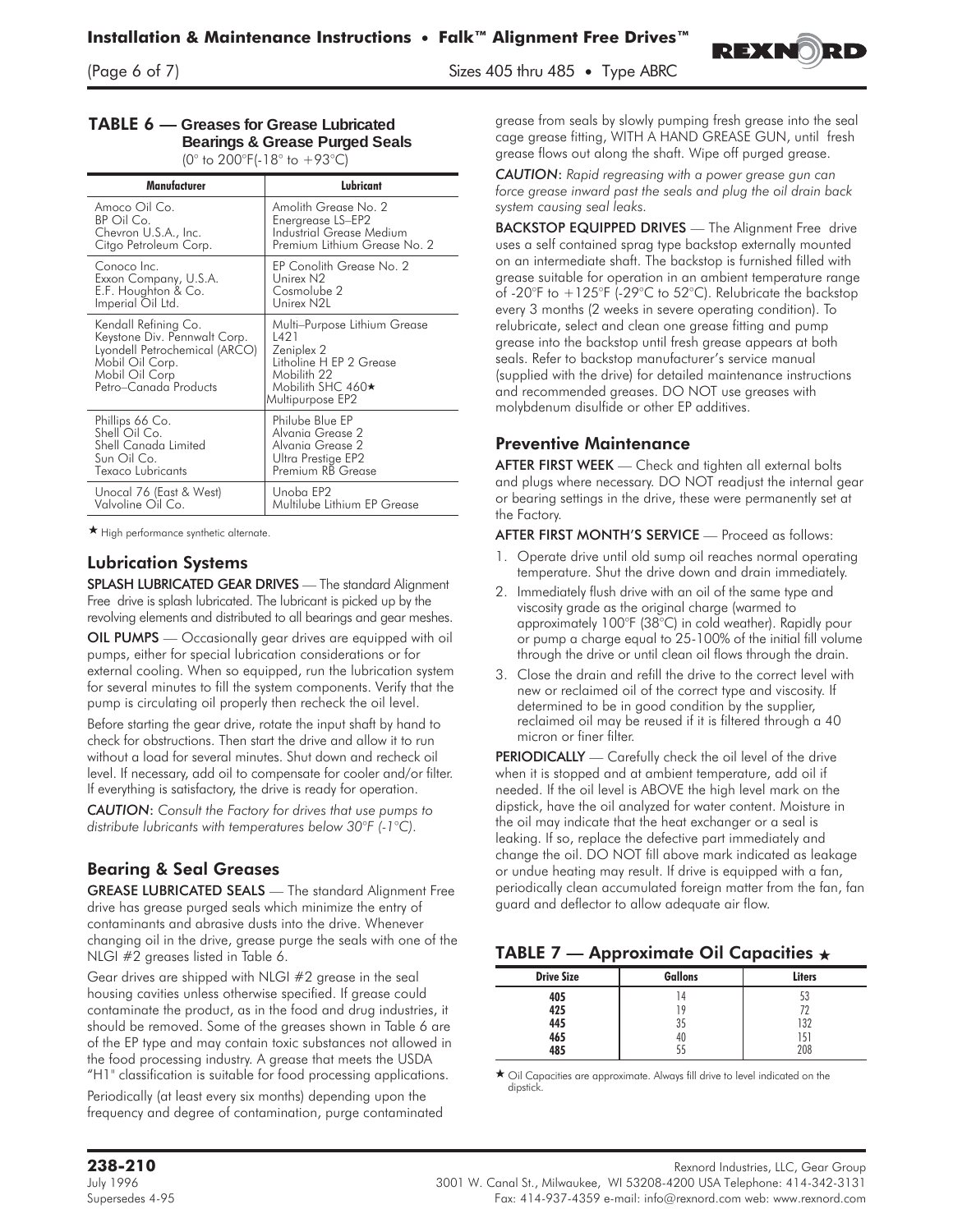## TABLE 6 — Greases for Grease Lubricated Bearings & Grease Purged Seals

(0° to 200°F(-18° to +93°C)

| Manufacturer | Lubricant |
|---|---|
| Amoco Oil Co. | Amolith Grease No. 2 |
| BP Oil Co. | Energrease LS–EP2 |
| Chevron U.S.A., Inc. | Industrial Grease Medium |
| Citgo Petroleum Corp. | Premium Lithium Grease No. 2 |
| Conoco Inc. | EP Conolith Grease No. 2 |
| Exxon Company, U.S.A. | Unirex N2 |
| E.F. Houghton & Co. | Cosmolube 2 |
| Imperial Oil Ltd. | Unirex N2L |
| Kendall Refining Co. | Multi–Purpose Lithium Grease L421 |
| Keystone Div. Pennwalt Corp. | Zeniplex 2 |
| Lyondell Petrochemical (ARCO) | Litholine H EP 2 Grease |
| Mobil Oil Corp. | Mobilith 22 |
| Mobil Oil Corp | Mobilith SHC 460★ |
| Petro–Canada Products | Multipurpose EP2 |
| Phillips 66 Co. | Philube Blue EP |
| Shell Oil Co. | Alvania Grease 2 |
| Shell Canada Limited | Alvania Grease 2 |
| Sun Oil Co. | Ultra Prestige EP2 |
| Texaco Lubricants | Premium RB Grease |
| Unocal 76 (East & West) | Unoba EP2 |
| Valvoline Oil Co. | Multilube Lithium EP Grease |

★ High performance synthetic alternate.

## Lubrication Systems

**SPLASH LUBRICATED GEAR DRIVES** — The standard Alignment Free drive is splash lubricated. The lubricant is picked up by the revolving elements and distributed to all bearings and gear meshes.

**OIL PUMPS** — Occasionally gear drives are equipped with oil pumps, either for special lubrication considerations or for external cooling. When so equipped, run the lubrication system for several minutes to fill the system components. Verify that the pump is circulating oil properly then recheck the oil level.

Before starting the gear drive, rotate the input shaft by hand to check for obstructions. Then start the drive and allow it to run without a load for several minutes. Shut down and recheck oil level. If necessary, add oil to compensate for cooler and/or filter. If everything is satisfactory, the drive is ready for operation.

**CAUTION:** *Consult the Factory for drives that use pumps to distribute lubricants with temperatures below 30°F (-1°C).*

## Bearing & Seal Greases

**GREASE LUBRICATED SEALS** — The standard Alignment Free drive has grease purged seals which minimize the entry of contaminants and abrasive dusts into the drive. Whenever changing oil in the drive, grease purge the seals with one of the NLGI #2 greases listed in Table 6.

Gear drives are shipped with NLGI #2 grease in the seal housing cavities unless otherwise specified. If grease could contaminate the product, as in the food and drug industries, it should be removed. Some of the greases shown in Table 6 are of the EP type and may contain toxic substances not allowed in the food processing industry. A grease that meets the USDA "H1" classification is suitable for food processing applications.

Periodically (at least every six months) depending upon the frequency and degree of contamination, purge contaminated grease from seals by slowly pumping fresh grease into the seal cage grease fitting, WITH A HAND GREASE GUN, until fresh grease flows out along the shaft. Wipe off purged grease.

**CAUTION:** *Rapid regreasing with a power grease gun can force grease inward past the seals and plug the oil drain back system causing seal leaks.*

**BACKSTOP EQUIPPED DRIVES** — The Alignment Free drive uses a self contained sprag type backstop externally mounted on an intermediate shaft. The backstop is furnished filled with grease suitable for operation in an ambient temperature range of -20°F to +125°F (-29°C to 52°C). Relubricate the backstop every 3 months (2 weeks in severe operating condition). To relubricate, select and clean one grease fitting and pump grease into the backstop until fresh grease appears at both seals. Refer to backstop manufacturer's service manual (supplied with the drive) for detailed maintenance instructions and recommended greases. DO NOT use greases with molybdenum disulfide or other EP additives.

## Preventive Maintenance

**AFTER FIRST WEEK** — Check and tighten all external bolts and plugs where necessary. DO NOT readjust the internal gear or bearing settings in the drive, these were permanently set at the Factory.

**AFTER FIRST MONTH'S SERVICE** — Proceed as follows:

1. Operate drive until old sump oil reaches normal operating temperature. Shut the drive down and drain immediately.
2. Immediately flush drive with an oil of the same type and viscosity grade as the original charge (warmed to approximately 100°F (38°C) in cold weather). Rapidly pour or pump a charge equal to 25-100% of the initial fill volume through the drive or until clean oil flows through the drain.
3. Close the drain and refill the drive to the correct level with new or reclaimed oil of the correct type and viscosity. If determined to be in good condition by the supplier, reclaimed oil may be reused if it is filtered through a 40 micron or finer filter.

**PERIODICALLY** — Carefully check the oil level of the drive when it is stopped and at ambient temperature, add oil if needed. If the oil level is ABOVE the high level mark on the dipstick, have the oil analyzed for water content. Moisture in the oil may indicate that the heat exchanger or a seal is leaking. If so, replace the defective part immediately and change the oil. DO NOT fill above mark indicated as leakage or undue heating may result. If drive is equipped with a fan, periodically clean accumulated foreign matter from the fan, fan guard and deflector to allow adequate air flow.

## TABLE 7 — Approximate Oil Capacities ★

| Drive Size | Gallons | Liters |
|---|---|---|
| 405 | 14 | 53 |
| 425 | 19 | 72 |
| 445 | 35 | 132 |
| 465 | 40 | 151 |
| 485 | 55 | 208 |

★ Oil Capacities are approximate. Always fill drive to level indicated on the dipstick.

**238-210**
July 1996
Supersedes 4-95

Rexnord Industries, LLC, Gear Group
3001 W. Canal St., Milwaukee, WI 53208-4200 USA Telephone: 414-342-3131
Fax: 414-937-4359 e-mail: info@rexnord.com web: www.rexnord.com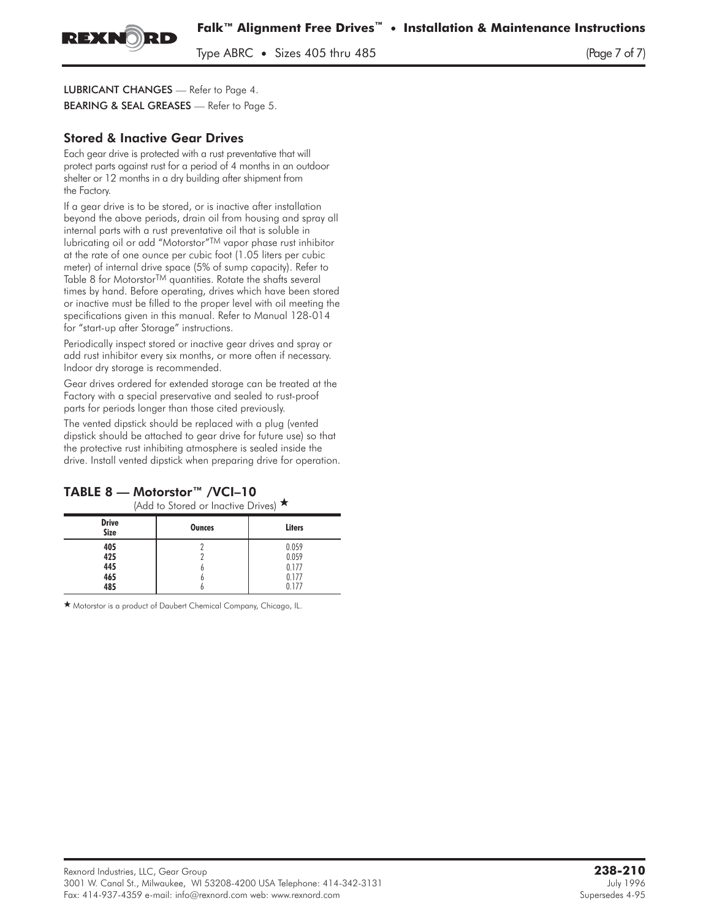**LUBRICANT CHANGES** — Refer to Page 4.

**BEARING & SEAL GREASES** — Refer to Page 5.

## Stored & Inactive Gear Drives

Each gear drive is protected with a rust preventative that will protect parts against rust for a period of 4 months in an outdoor shelter or 12 months in a dry building after shipment from the Factory.

If a gear drive is to be stored, or is inactive after installation beyond the above periods, drain oil from housing and spray all internal parts with a rust preventative oil that is soluble in lubricating oil or add "Motorstor"TM vapor phase rust inhibitor at the rate of one ounce per cubic foot (1.05 liters per cubic meter) of internal drive space (5% of sump capacity). Refer to Table 8 for MotorstorTM quantities. Rotate the shafts several times by hand. Before operating, drives which have been stored or inactive must be filled to the proper level with oil meeting the specifications given in this manual. Refer to Manual 128-014 for "start-up after Storage" instructions.

Periodically inspect stored or inactive gear drives and spray or add rust inhibitor every six months, or more often if necessary. Indoor dry storage is recommended.

Gear drives ordered for extended storage can be treated at the Factory with a special preservative and sealed to rust-proof parts for periods longer than those cited previously.

The vented dipstick should be replaced with a plug (vented dipstick should be attached to gear drive for future use) so that the protective rust inhibiting atmosphere is sealed inside the drive. Install vented dipstick when preparing drive for operation.

### TABLE 8 — Motorstor™ /VCI–10

(Add to Stored or Inactive Drives) ★

| Drive Size | Ounces | Liters |
|---|---|---|
| 405 | 2 | 0.059 |
| 425 | 2 | 0.059 |
| 445 | 6 | 0.177 |
| 465 | 6 | 0.177 |
| 485 | 6 | 0.177 |

★ Motorstor is a product of Daubert Chemical Company, Chicago, IL.

Rexnord Industries, LLC, Gear Group
3001 W. Canal St., Milwaukee, WI 53208-4200 USA Telephone: 414-342-3131
Fax: 414-937-4359 e-mail: info@rexnord.com web: www.rexnord.com

**238-210**
July 1996
Supersedes 4-95